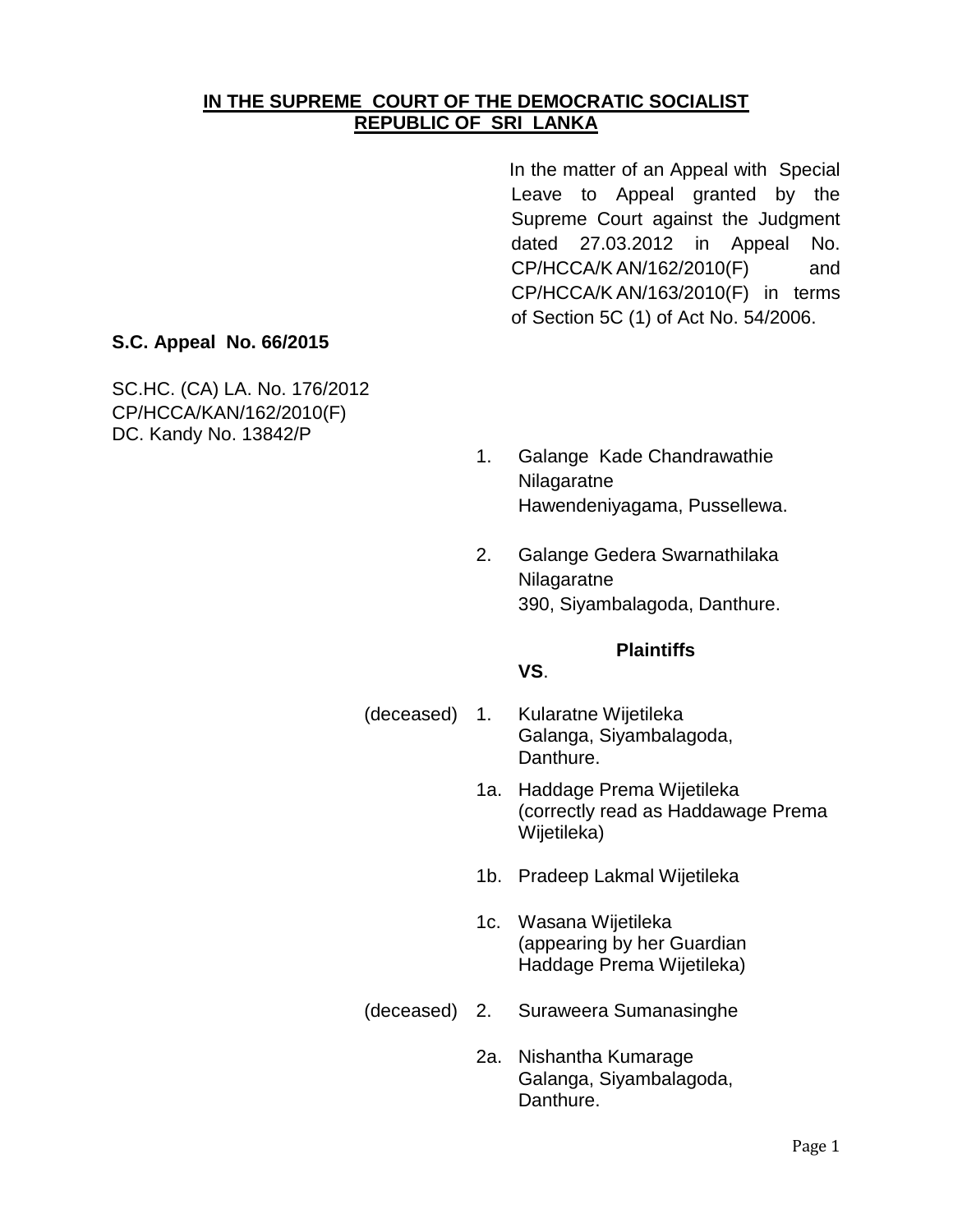**IN THE SUPREME COURT OF THE DEMOCRATIC SOCIALIST REPUBLIC OF SRI LANKA**

In the matter of an Appeal with Special Leave to Appeal granted by the Supreme Court against the Judgment dated 27.03.2012 in Appeal No. CP/HCCA/K AN/162/2010(F) and CP/HCCA/K AN/163/2010(F) in terms of Section 5C (1) of Act No. 54/2006.

**S.C. Appeal No. 66/2015**

SC.HC. (CA) LA. No. 176/2012
CP/HCCA/KAN/162/2010(F)
DC. Kandy No. 13842/P

1. Galange Kade Chandrawathie Nilagaratne
   Hawendeniyagama, Pussellewa.

2. Galange Gedera Swarnathilaka Nilagaratne
   390, Siyambalagoda, Danthure.

**Plaintiffs**

**VS**.

(deceased) 1. Kularatne Wijetileka
   Galanga, Siyambalagoda,
   Danthure.

1a. Haddage Prema Wijetileka
   (correctly read as Haddawage Prema Wijetileka)

1b. Pradeep Lakmal Wijetileka

1c. Wasana Wijetileka
   (appearing by her Guardian Haddage Prema Wijetileka)

(deceased) 2. Suraweera Sumanasinghe

2a. Nishantha Kumarage
   Galanga, Siyambalagoda,
   Danthure.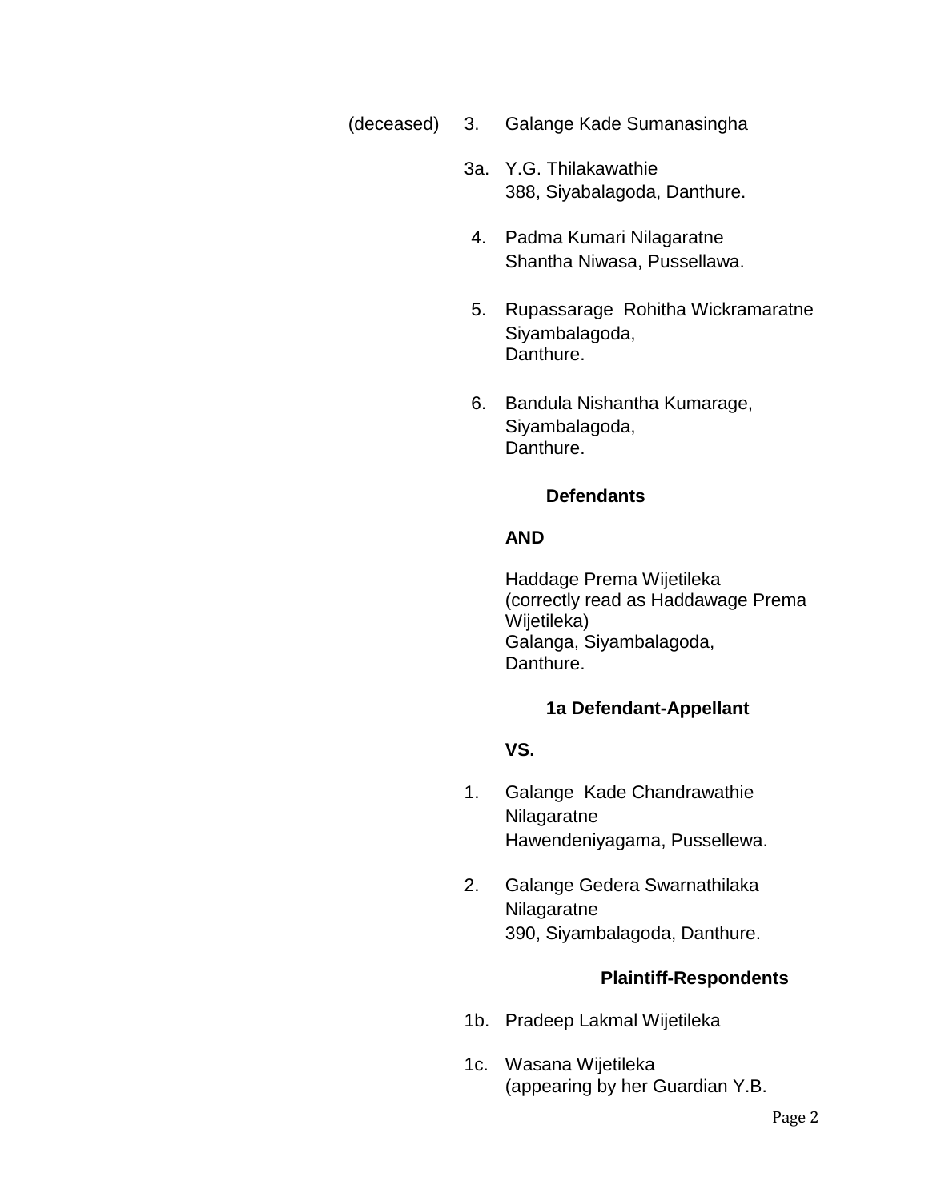(deceased) 3. Galange Kade Sumanasingha

3a. Y.G. Thilakawathie
388, Siyabalagoda, Danthure.

4. Padma Kumari Nilagaratne
Shantha Niwasa, Pussellawa.

5. Rupassarage Rohitha Wickramaratne
Siyambalagoda,
Danthure.

6. Bandula Nishantha Kumarage,
Siyambalagoda,
Danthure.

**Defendants**

**AND**

Haddage Prema Wijetileka
(correctly read as Haddawage Prema Wijetileka)
Galanga, Siyambalagoda,
Danthure.

**1a Defendant-Appellant**

**VS.**

1. Galange Kade Chandrawathie Nilagaratne
Hawendeniyagama, Pussellewa.

2. Galange Gedera Swarnathilaka Nilagaratne
390, Siyambalagoda, Danthure.

**Plaintiff-Respondents**

1b. Pradeep Lakmal Wijetileka

1c. Wasana Wijetileka
(appearing by her Guardian Y.B.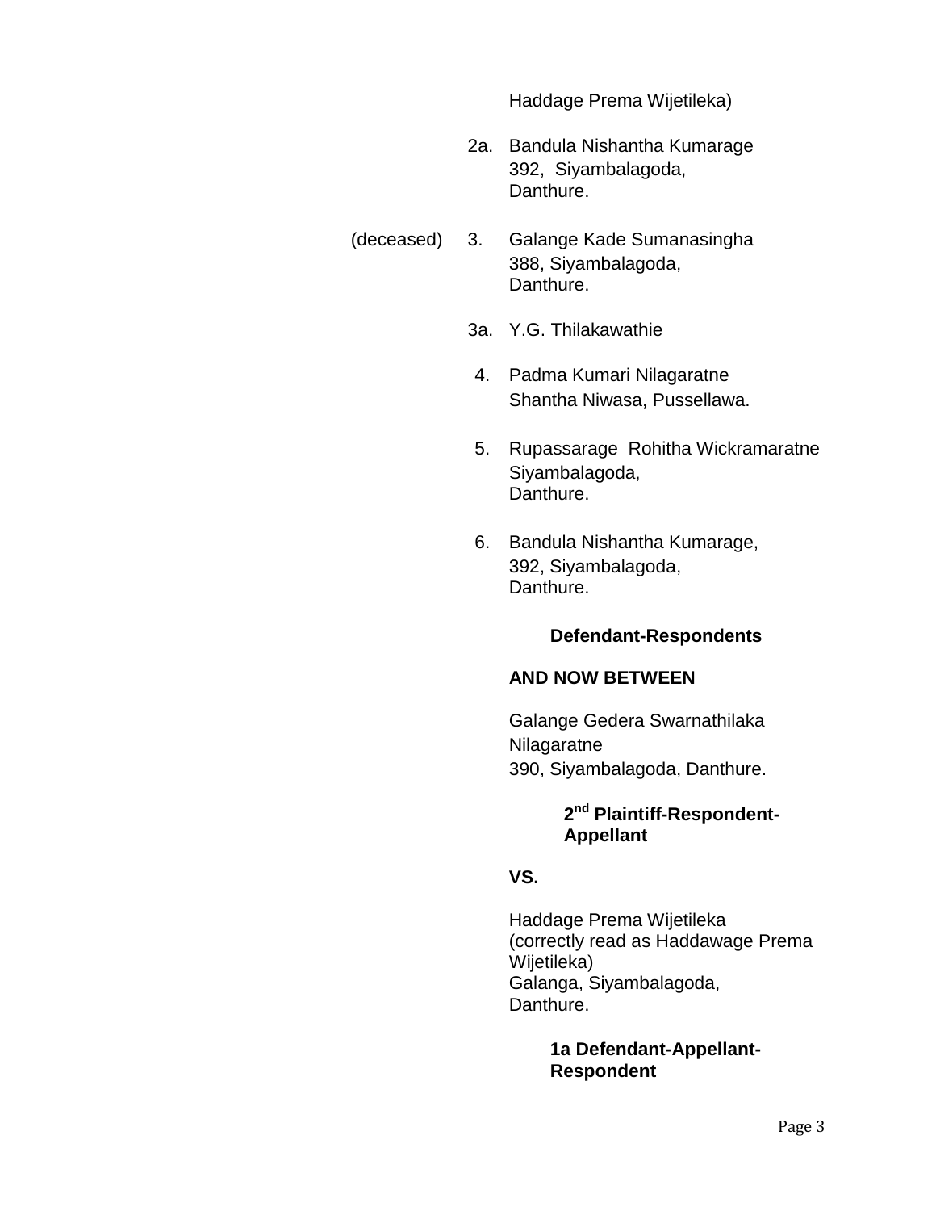Haddage Prema Wijetileka)

2a. Bandula Nishantha Kumarage
392, Siyambalagoda,
Danthure.

(deceased) 3. Galange Kade Sumanasingha
388, Siyambalagoda,
Danthure.

3a. Y.G. Thilakawathie

4. Padma Kumari Nilagaratne
Shantha Niwasa, Pussellawa.

5. Rupassarage Rohitha Wickramaratne
Siyambalagoda,
Danthure.

6. Bandula Nishantha Kumarage,
392, Siyambalagoda,
Danthure.

**Defendant-Respondents**

**AND NOW BETWEEN**

Galange Gedera Swarnathilaka
Nilagaratne
390, Siyambalagoda, Danthure.

**2nd Plaintiff-Respondent-Appellant**

**VS.**

Haddage Prema Wijetileka
(correctly read as Haddawage Prema Wijetileka)
Galanga, Siyambalagoda,
Danthure.

**1a Defendant-Appellant-Respondent**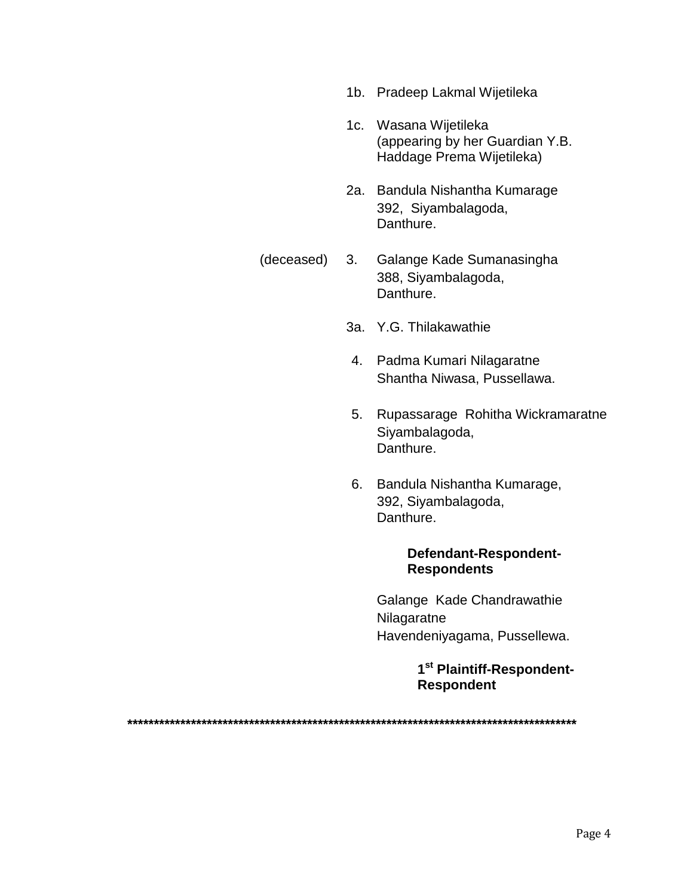1b. Pradeep Lakmal Wijetileka

1c. Wasana Wijetileka
(appearing by her Guardian Y.B. Haddage Prema Wijetileka)

2a. Bandula Nishantha Kumarage
392, Siyambalagoda,
Danthure.

(deceased) 3. Galange Kade Sumanasingha
388, Siyambalagoda,
Danthure.

3a. Y.G. Thilakawathie

4. Padma Kumari Nilagaratne
Shantha Niwasa, Pussellawa.

5. Rupassarage Rohitha Wickramaratne
Siyambalagoda,
Danthure.

6. Bandula Nishantha Kumarage,
392, Siyambalagoda,
Danthure.

**Defendant-Respondent-Respondents**

Galange Kade Chandrawathie Nilagaratne
Havendeniyagama, Pussellewa.

**1st Plaintiff-Respondent-Respondent**

**************************************************************************************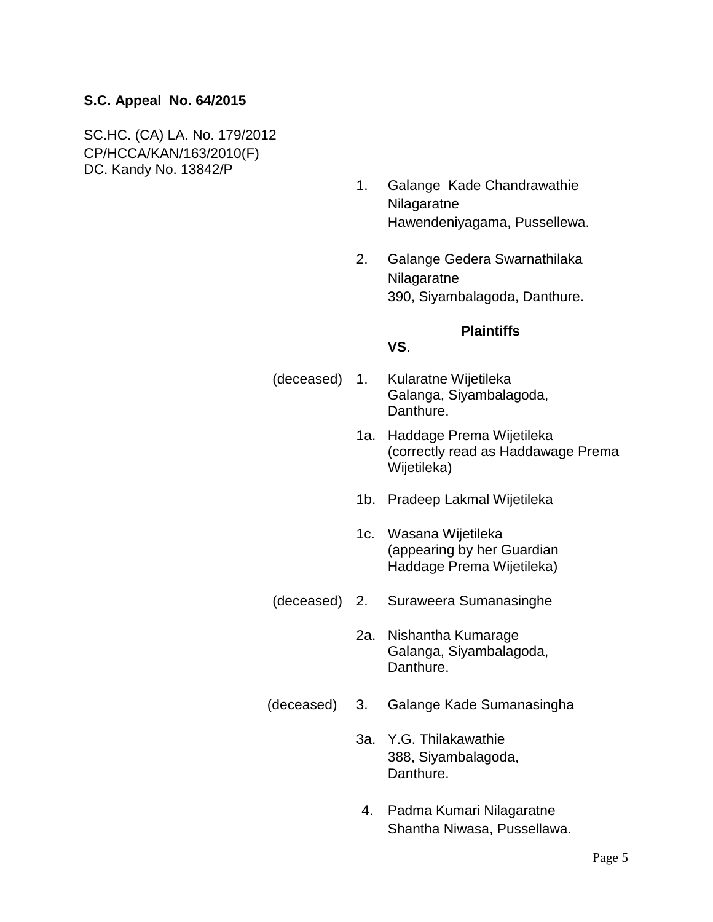**S.C. Appeal No. 64/2015**

SC.HC. (CA) LA. No. 179/2012
CP/HCCA/KAN/163/2010(F)
DC. Kandy No. 13842/P

1. Galange Kade Chandrawathie Nilagaratne
   Hawendeniyagama, Pussellewa.

2. Galange Gedera Swarnathilaka Nilagaratne
   390, Siyambalagoda, Danthure.

**Plaintiffs**

**VS**.

(deceased) 1. Kularatne Wijetileka
   Galanga, Siyambalagoda,
   Danthure.

1a. Haddage Prema Wijetileka
   (correctly read as Haddawage Prema Wijetileka)

1b. Pradeep Lakmal Wijetileka

1c. Wasana Wijetileka
   (appearing by her Guardian Haddage Prema Wijetileka)

(deceased) 2. Suraweera Sumanasinghe

2a. Nishantha Kumarage
   Galanga, Siyambalagoda,
   Danthure.

(deceased) 3. Galange Kade Sumanasingha

3a. Y.G. Thilakawathie
   388, Siyambalagoda,
   Danthure.

4. Padma Kumari Nilagaratne
   Shantha Niwasa, Pussellawa.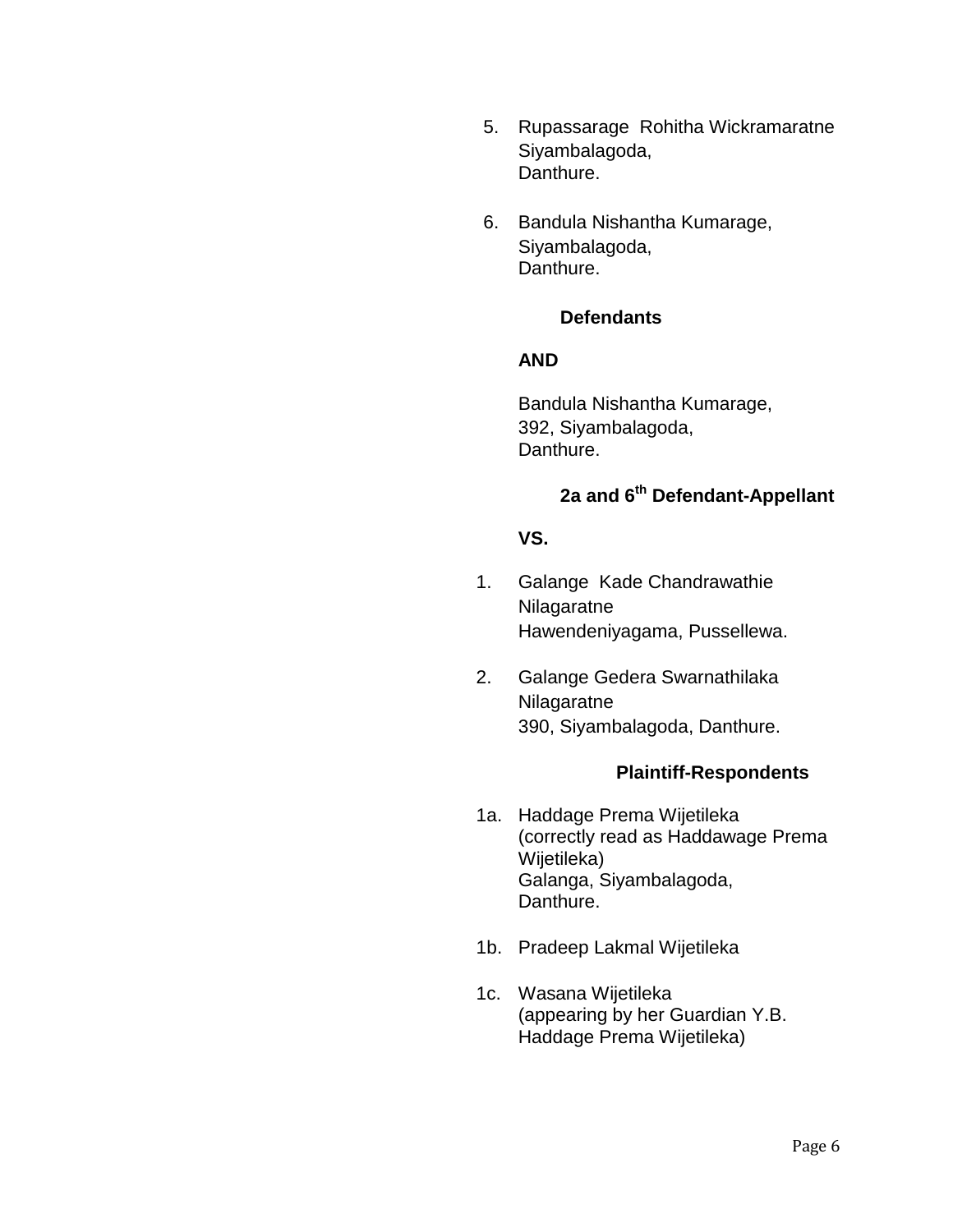5. Rupassarage Rohitha Wickramaratne
   Siyambalagoda,
   Danthure.

6. Bandula Nishantha Kumarage,
   Siyambalagoda,
   Danthure.

**Defendants**

**AND**

Bandula Nishantha Kumarage,
392, Siyambalagoda,
Danthure.

**2a and 6th Defendant-Appellant**

**VS.**

1. Galange Kade Chandrawathie Nilagaratne
   Hawendeniyagama, Pussellewa.

2. Galange Gedera Swarnathilaka Nilagaratne
   390, Siyambalagoda, Danthure.

**Plaintiff-Respondents**

1a. Haddage Prema Wijetileka
    (correctly read as Haddawage Prema Wijetileka)
    Galanga, Siyambalagoda,
    Danthure.

1b. Pradeep Lakmal Wijetileka

1c. Wasana Wijetileka
    (appearing by her Guardian Y.B. Haddage Prema Wijetileka)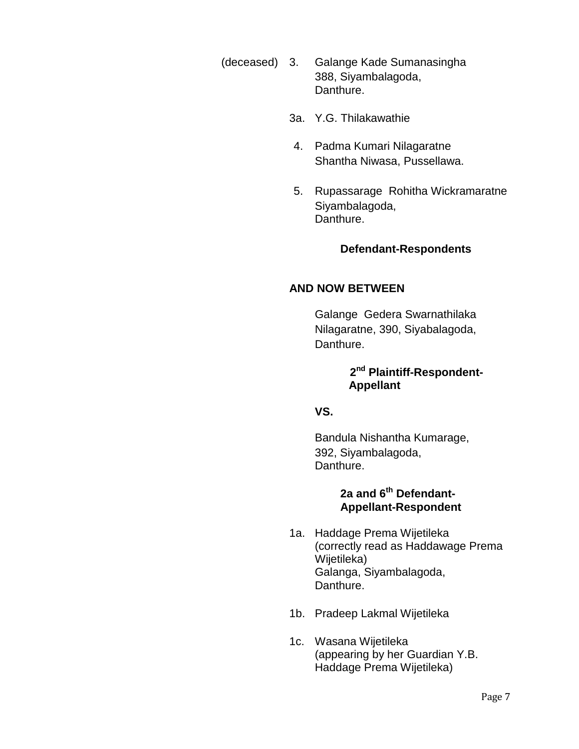(deceased) 3. Galange Kade Sumanasingha
388, Siyambalagoda,
Danthure.

3a. Y.G. Thilakawathie

4. Padma Kumari Nilagaratne
Shantha Niwasa, Pussellawa.

5. Rupassarage Rohitha Wickramaratne
Siyambalagoda,
Danthure.

**Defendant-Respondents**

**AND NOW BETWEEN**

Galange Gedera Swarnathilaka
Nilagaratne, 390, Siyabalagoda,
Danthure.

**2nd Plaintiff-Respondent-Appellant**

**VS.**

Bandula Nishantha Kumarage,
392, Siyambalagoda,
Danthure.

**2a and 6th Defendant-Appellant-Respondent**

1a. Haddage Prema Wijetileka
(correctly read as Haddawage Prema Wijetileka)
Galanga, Siyambalagoda,
Danthure.

1b. Pradeep Lakmal Wijetileka

1c. Wasana Wijetileka
(appearing by her Guardian Y.B. Haddage Prema Wijetileka)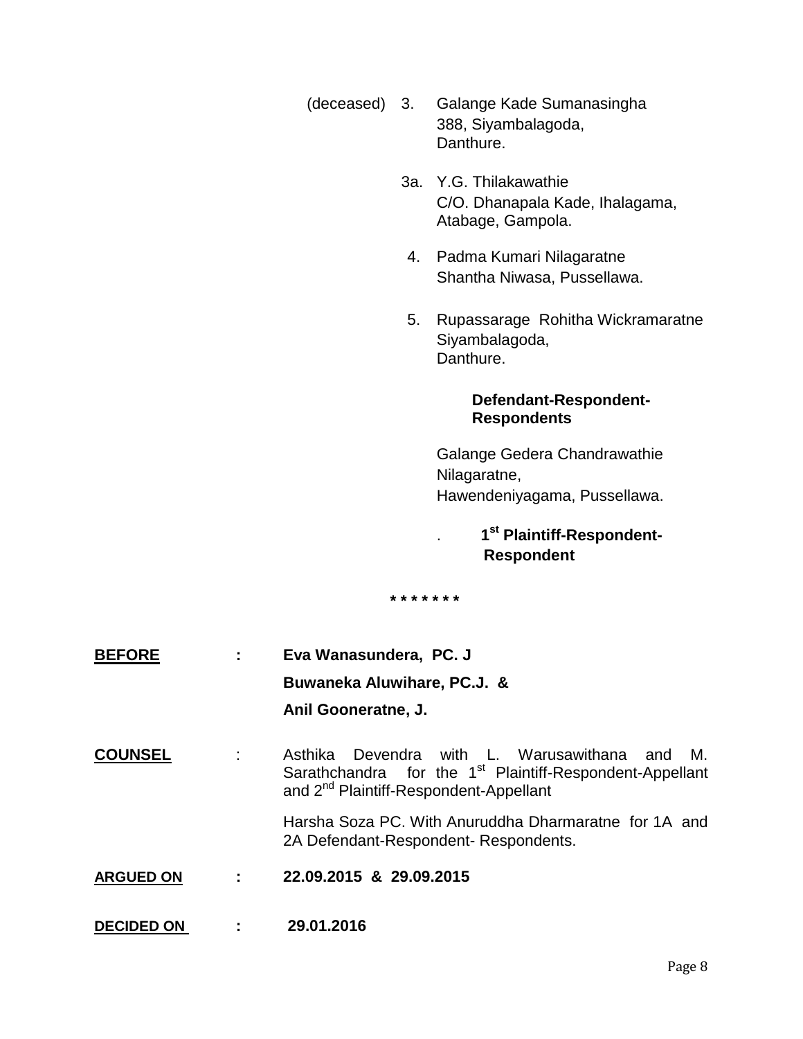(deceased) 3. Galange Kade Sumanasingha
388, Siyambalagoda,
Danthure.

3a. Y.G. Thilakawathie
C/O. Dhanapala Kade, Ihalagama,
Atabage, Gampola.

4. Padma Kumari Nilagaratne
Shantha Niwasa, Pussellawa.

5. Rupassarage Rohitha Wickramaratne
Siyambalagoda,
Danthure.

**Defendant-Respondent-Respondents**

Galange Gedera Chandrawathie
Nilagaratne,
Hawendeniyagama, Pussellawa.

. **1st Plaintiff-Respondent-Respondent**

\* \* \* \* \* \* \*

**BEFORE** : **Eva Wanasundera, PC. J**
**Buwaneka Aluwihare, PC.J. &**
**Anil Gooneratne, J.**

**COUNSEL** : Asthika Devendra with L. Warusawithana and M. Sarathchandra for the 1st Plaintiff-Respondent-Appellant and 2nd Plaintiff-Respondent-Appellant

Harsha Soza PC. With Anuruddha Dharmaratne for 1A and 2A Defendant-Respondent- Respondents.

**ARGUED ON** : **22.09.2015 & 29.09.2015**

**DECIDED ON** : **29.01.2016**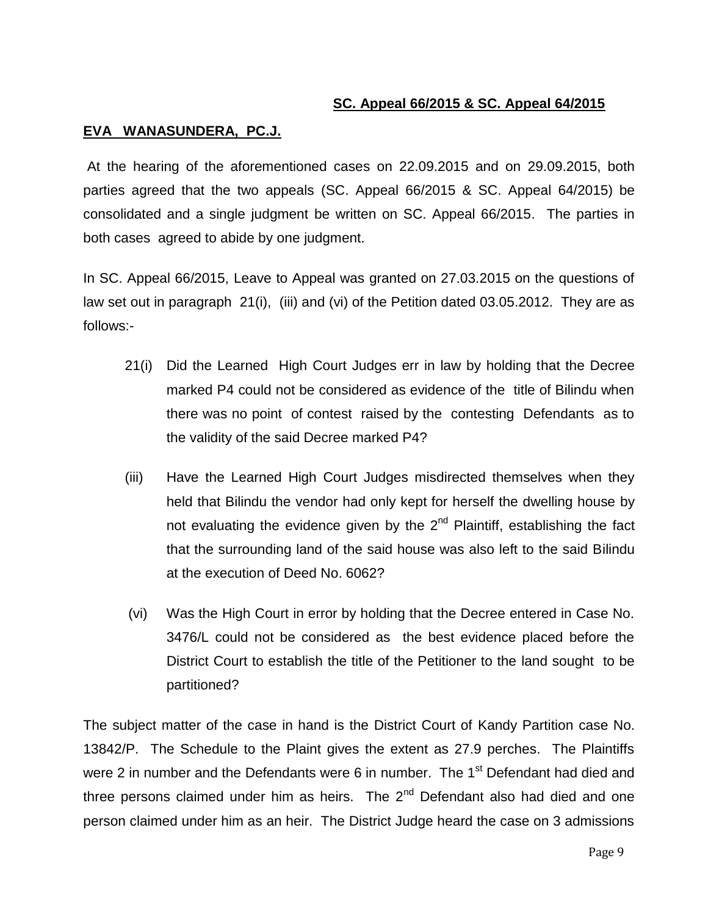**SC. Appeal 66/2015 & SC. Appeal 64/2015**

**EVA WANASUNDERA, PC.J.**

At the hearing of the aforementioned cases on 22.09.2015 and on 29.09.2015, both parties agreed that the two appeals (SC. Appeal 66/2015 & SC. Appeal 64/2015) be consolidated and a single judgment be written on SC. Appeal 66/2015. The parties in both cases agreed to abide by one judgment.

In SC. Appeal 66/2015, Leave to Appeal was granted on 27.03.2015 on the questions of law set out in paragraph 21(i), (iii) and (vi) of the Petition dated 03.05.2012. They are as follows:-

21(i) Did the Learned High Court Judges err in law by holding that the Decree marked P4 could not be considered as evidence of the title of Bilindu when there was no point of contest raised by the contesting Defendants as to the validity of the said Decree marked P4?

(iii) Have the Learned High Court Judges misdirected themselves when they held that Bilindu the vendor had only kept for herself the dwelling house by not evaluating the evidence given by the 2nd Plaintiff, establishing the fact that the surrounding land of the said house was also left to the said Bilindu at the execution of Deed No. 6062?

(vi) Was the High Court in error by holding that the Decree entered in Case No. 3476/L could not be considered as the best evidence placed before the District Court to establish the title of the Petitioner to the land sought to be partitioned?

The subject matter of the case in hand is the District Court of Kandy Partition case No. 13842/P. The Schedule to the Plaint gives the extent as 27.9 perches. The Plaintiffs were 2 in number and the Defendants were 6 in number. The 1st Defendant had died and three persons claimed under him as heirs. The 2nd Defendant also had died and one person claimed under him as an heir. The District Judge heard the case on 3 admissions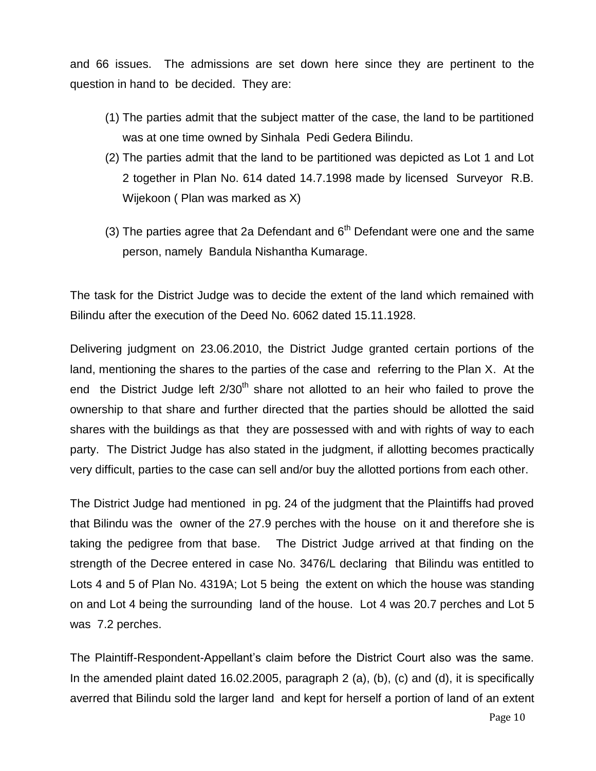and 66 issues. The admissions are set down here since they are pertinent to the question in hand to be decided. They are:

(1) The parties admit that the subject matter of the case, the land to be partitioned was at one time owned by Sinhala Pedi Gedera Bilindu.

(2) The parties admit that the land to be partitioned was depicted as Lot 1 and Lot 2 together in Plan No. 614 dated 14.7.1998 made by licensed Surveyor R.B. Wijekoon ( Plan was marked as X)

(3) The parties agree that 2a Defendant and 6th Defendant were one and the same person, namely Bandula Nishantha Kumarage.

The task for the District Judge was to decide the extent of the land which remained with Bilindu after the execution of the Deed No. 6062 dated 15.11.1928.

Delivering judgment on 23.06.2010, the District Judge granted certain portions of the land, mentioning the shares to the parties of the case and referring to the Plan X. At the end the District Judge left 2/30th share not allotted to an heir who failed to prove the ownership to that share and further directed that the parties should be allotted the said shares with the buildings as that they are possessed with and with rights of way to each party. The District Judge has also stated in the judgment, if allotting becomes practically very difficult, parties to the case can sell and/or buy the allotted portions from each other.

The District Judge had mentioned in pg. 24 of the judgment that the Plaintiffs had proved that Bilindu was the owner of the 27.9 perches with the house on it and therefore she is taking the pedigree from that base. The District Judge arrived at that finding on the strength of the Decree entered in case No. 3476/L declaring that Bilindu was entitled to Lots 4 and 5 of Plan No. 4319A; Lot 5 being the extent on which the house was standing on and Lot 4 being the surrounding land of the house. Lot 4 was 20.7 perches and Lot 5 was 7.2 perches.

The Plaintiff-Respondent-Appellant's claim before the District Court also was the same. In the amended plaint dated 16.02.2005, paragraph 2 (a), (b), (c) and (d), it is specifically averred that Bilindu sold the larger land and kept for herself a portion of land of an extent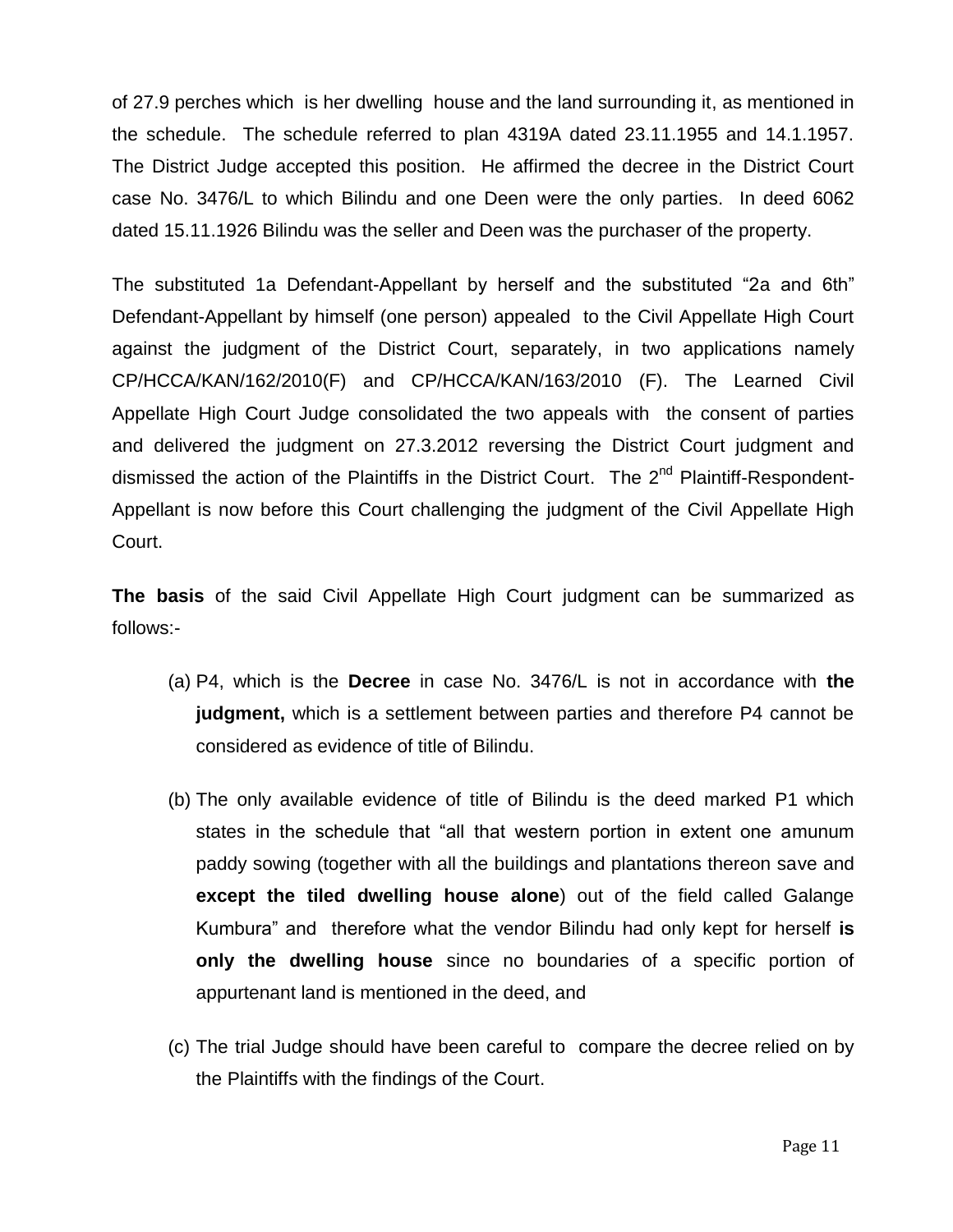of 27.9 perches which is her dwelling house and the land surrounding it, as mentioned in the schedule. The schedule referred to plan 4319A dated 23.11.1955 and 14.1.1957. The District Judge accepted this position. He affirmed the decree in the District Court case No. 3476/L to which Bilindu and one Deen were the only parties. In deed 6062 dated 15.11.1926 Bilindu was the seller and Deen was the purchaser of the property.

The substituted 1a Defendant-Appellant by herself and the substituted "2a and 6th" Defendant-Appellant by himself (one person) appealed to the Civil Appellate High Court against the judgment of the District Court, separately, in two applications namely CP/HCCA/KAN/162/2010(F) and CP/HCCA/KAN/163/2010 (F). The Learned Civil Appellate High Court Judge consolidated the two appeals with the consent of parties and delivered the judgment on 27.3.2012 reversing the District Court judgment and dismissed the action of the Plaintiffs in the District Court. The 2nd Plaintiff-Respondent-Appellant is now before this Court challenging the judgment of the Civil Appellate High Court.

**The basis** of the said Civil Appellate High Court judgment can be summarized as follows:-

(a) P4, which is the **Decree** in case No. 3476/L is not in accordance with **the judgment,** which is a settlement between parties and therefore P4 cannot be considered as evidence of title of Bilindu.

(b) The only available evidence of title of Bilindu is the deed marked P1 which states in the schedule that "all that western portion in extent one amunum paddy sowing (together with all the buildings and plantations thereon save and **except the tiled dwelling house alone**) out of the field called Galange Kumbura" and therefore what the vendor Bilindu had only kept for herself **is only the dwelling house** since no boundaries of a specific portion of appurtenant land is mentioned in the deed, and

(c) The trial Judge should have been careful to compare the decree relied on by the Plaintiffs with the findings of the Court.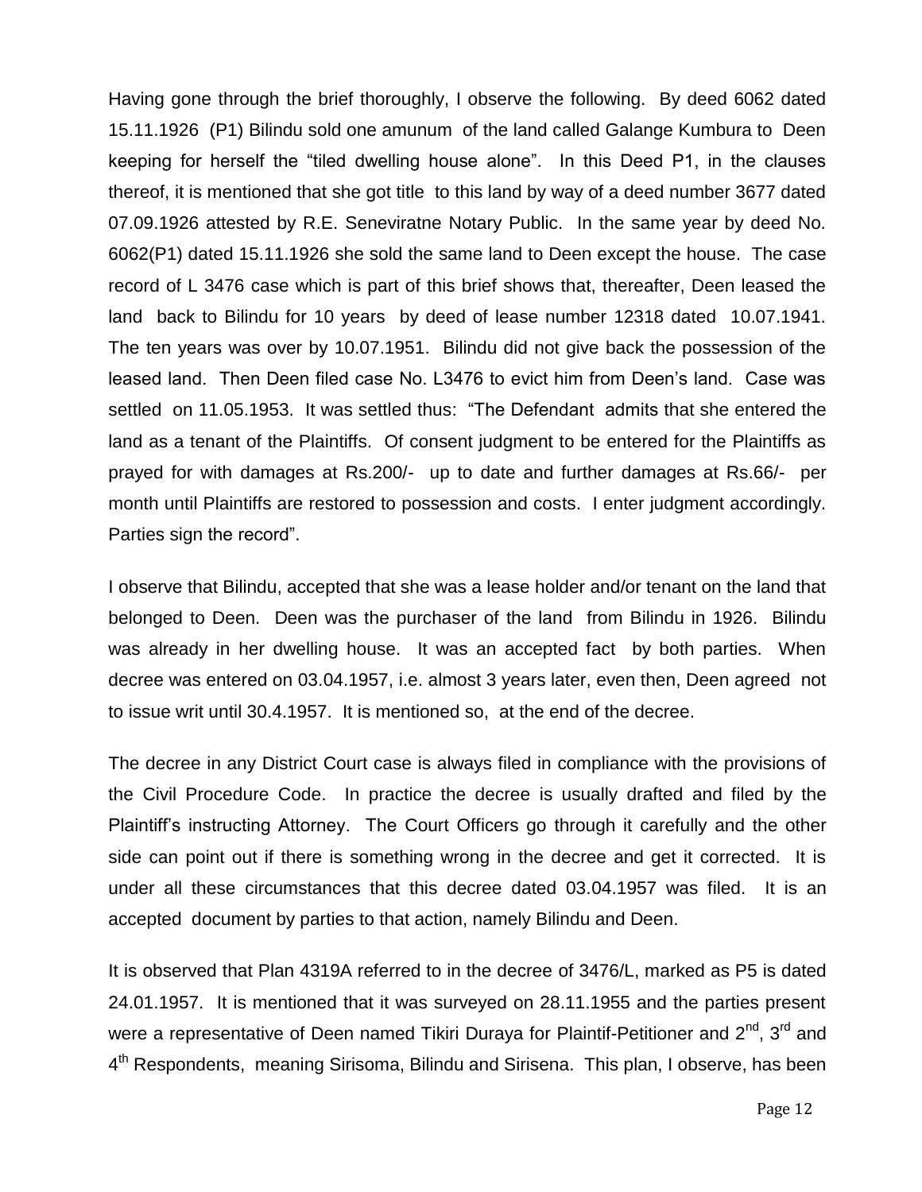Having gone through the brief thoroughly, I observe the following. By deed 6062 dated 15.11.1926 (P1) Bilindu sold one amunum of the land called Galange Kumbura to Deen keeping for herself the "tiled dwelling house alone". In this Deed P1, in the clauses thereof, it is mentioned that she got title to this land by way of a deed number 3677 dated 07.09.1926 attested by R.E. Seneviratne Notary Public. In the same year by deed No. 6062(P1) dated 15.11.1926 she sold the same land to Deen except the house. The case record of L 3476 case which is part of this brief shows that, thereafter, Deen leased the land back to Bilindu for 10 years by deed of lease number 12318 dated 10.07.1941. The ten years was over by 10.07.1951. Bilindu did not give back the possession of the leased land. Then Deen filed case No. L3476 to evict him from Deen's land. Case was settled on 11.05.1953. It was settled thus: "The Defendant admits that she entered the land as a tenant of the Plaintiffs. Of consent judgment to be entered for the Plaintiffs as prayed for with damages at Rs.200/- up to date and further damages at Rs.66/- per month until Plaintiffs are restored to possession and costs. I enter judgment accordingly. Parties sign the record".

I observe that Bilindu, accepted that she was a lease holder and/or tenant on the land that belonged to Deen. Deen was the purchaser of the land from Bilindu in 1926. Bilindu was already in her dwelling house. It was an accepted fact by both parties. When decree was entered on 03.04.1957, i.e. almost 3 years later, even then, Deen agreed not to issue writ until 30.4.1957. It is mentioned so, at the end of the decree.

The decree in any District Court case is always filed in compliance with the provisions of the Civil Procedure Code. In practice the decree is usually drafted and filed by the Plaintiff's instructing Attorney. The Court Officers go through it carefully and the other side can point out if there is something wrong in the decree and get it corrected. It is under all these circumstances that this decree dated 03.04.1957 was filed. It is an accepted document by parties to that action, namely Bilindu and Deen.

It is observed that Plan 4319A referred to in the decree of 3476/L, marked as P5 is dated 24.01.1957. It is mentioned that it was surveyed on 28.11.1955 and the parties present were a representative of Deen named Tikiri Duraya for Plaintif-Petitioner and 2nd, 3rd and 4th Respondents, meaning Sirisoma, Bilindu and Sirisena. This plan, I observe, has been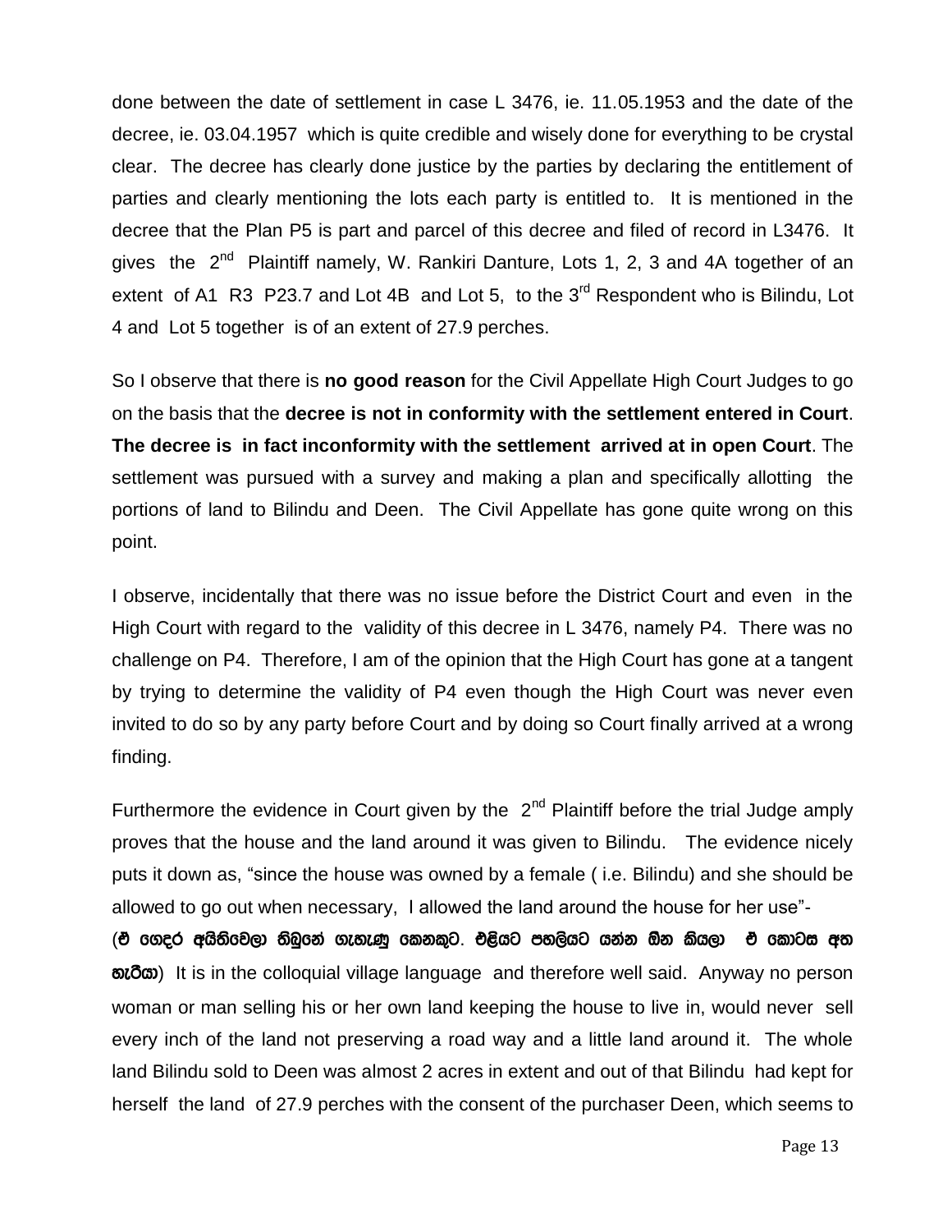done between the date of settlement in case L 3476, ie. 11.05.1953 and the date of the decree, ie. 03.04.1957 which is quite credible and wisely done for everything to be crystal clear. The decree has clearly done justice by the parties by declaring the entitlement of parties and clearly mentioning the lots each party is entitled to. It is mentioned in the decree that the Plan P5 is part and parcel of this decree and filed of record in L3476. It gives the 2nd Plaintiff namely, W. Rankiri Danture, Lots 1, 2, 3 and 4A together of an extent of A1 R3 P23.7 and Lot 4B and Lot 5, to the 3rd Respondent who is Bilindu, Lot 4 and Lot 5 together is of an extent of 27.9 perches.

So I observe that there is **no good reason** for the Civil Appellate High Court Judges to go on the basis that the **decree is not in conformity with the settlement entered in Court**. **The decree is in fact inconformity with the settlement arrived at in open Court**. The settlement was pursued with a survey and making a plan and specifically allotting the portions of land to Bilindu and Deen. The Civil Appellate has gone quite wrong on this point.

I observe, incidentally that there was no issue before the District Court and even in the High Court with regard to the validity of this decree in L 3476, namely P4. There was no challenge on P4. Therefore, I am of the opinion that the High Court has gone at a tangent by trying to determine the validity of P4 even though the High Court was never even invited to do so by any party before Court and by doing so Court finally arrived at a wrong finding.

Furthermore the evidence in Court given by the 2nd Plaintiff before the trial Judge amply proves that the house and the land around it was given to Bilindu. The evidence nicely puts it down as, "since the house was owned by a female ( i.e. Bilindu) and she should be allowed to go out when necessary, I allowed the land around the house for her use"- (**ඒ ගෙදර අයිතිවෙලා තිබුනේ ගැහැණු කෙනකුට. එළියට පහලියට යන්න ඕන කියලා ඒ කොටස අත හැරියා**) It is in the colloquial village language and therefore well said. Anyway no person woman or man selling his or her own land keeping the house to live in, would never sell every inch of the land not preserving a road way and a little land around it. The whole land Bilindu sold to Deen was almost 2 acres in extent and out of that Bilindu had kept for herself the land of 27.9 perches with the consent of the purchaser Deen, which seems to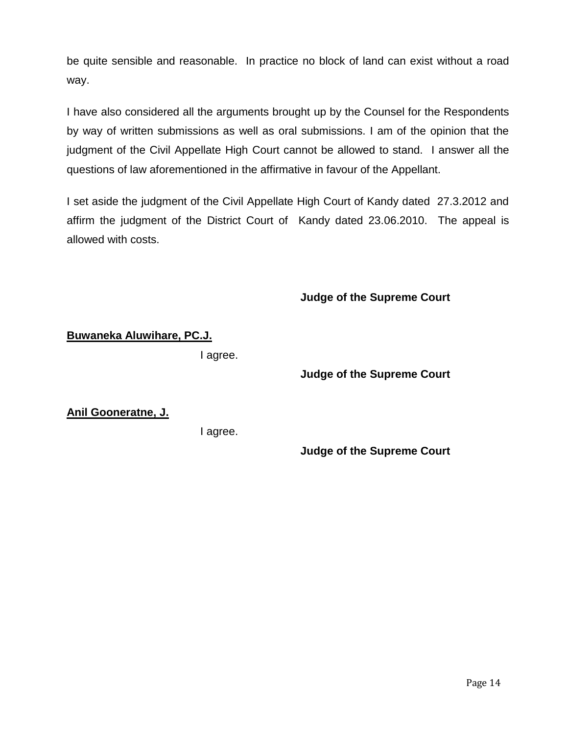be quite sensible and reasonable. In practice no block of land can exist without a road way.

I have also considered all the arguments brought up by the Counsel for the Respondents by way of written submissions as well as oral submissions. I am of the opinion that the judgment of the Civil Appellate High Court cannot be allowed to stand. I answer all the questions of law aforementioned in the affirmative in favour of the Appellant.

I set aside the judgment of the Civil Appellate High Court of Kandy dated 27.3.2012 and affirm the judgment of the District Court of Kandy dated 23.06.2010. The appeal is allowed with costs.

**Judge of the Supreme Court**

**Buwaneka Aluwihare, PC.J.**

I agree.

**Judge of the Supreme Court**

**Anil Gooneratne, J.**

I agree.

**Judge of the Supreme Court**